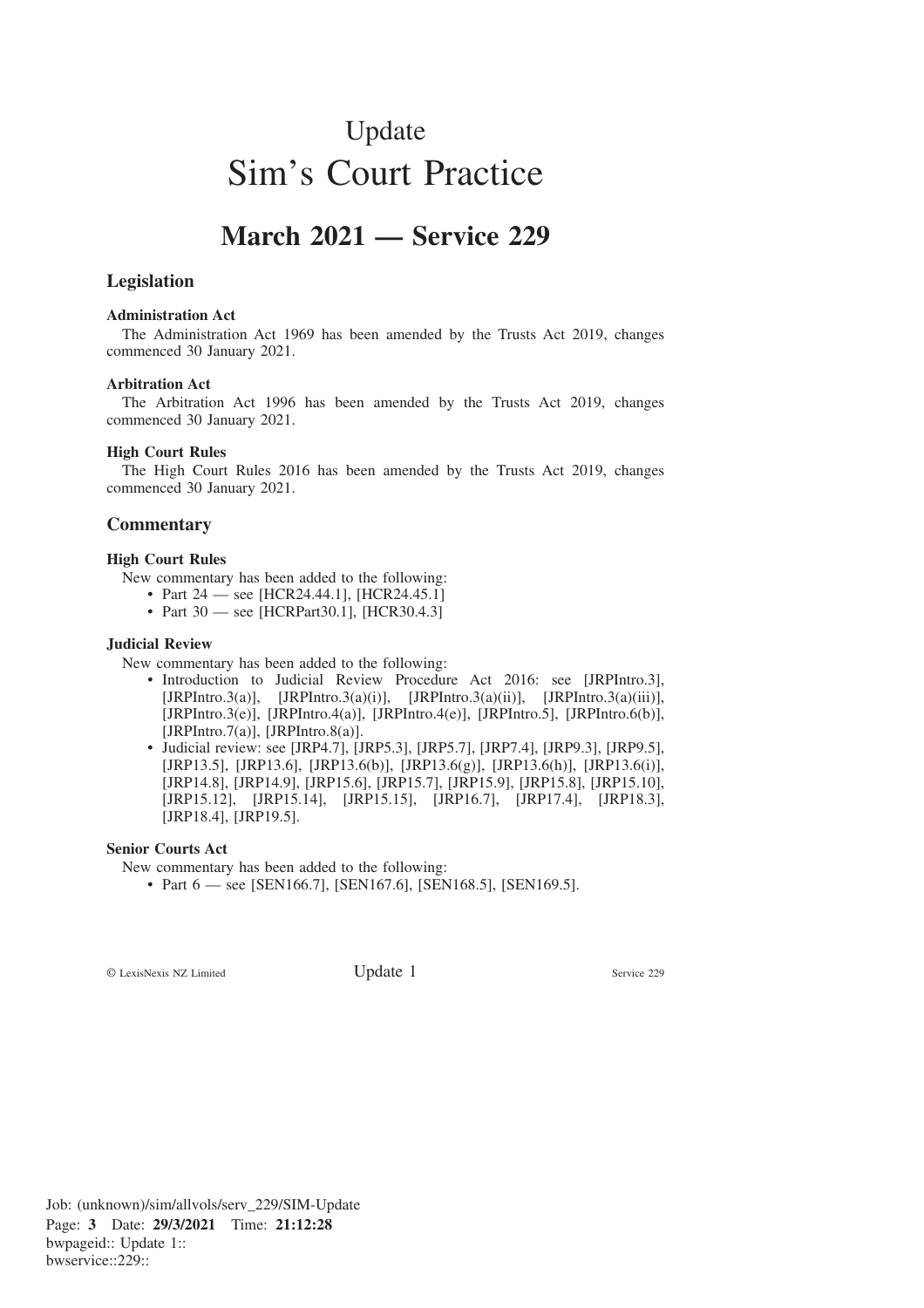# Update

# Sim's Court Practice

## March 2021 — Service 229

### Legislation

**Administration Act**

The Administration Act 1969 has been amended by the Trusts Act 2019, changes commenced 30 January 2021.

**Arbitration Act**

The Arbitration Act 1996 has been amended by the Trusts Act 2019, changes commenced 30 January 2021.

**High Court Rules**

The High Court Rules 2016 has been amended by the Trusts Act 2019, changes commenced 30 January 2021.

### Commentary

**High Court Rules**

New commentary has been added to the following:

- Part 24 — see [HCR24.44.1], [HCR24.45.1]
- Part 30 — see [HCRPart30.1], [HCR30.4.3]

**Judicial Review**

New commentary has been added to the following:

- Introduction to Judicial Review Procedure Act 2016: see [JRPIntro.3], [JRPIntro.3(a)], [JRPIntro.3(a)(i)], [JRPIntro.3(a)(ii)], [JRPIntro.3(a)(iii)], [JRPIntro.3(e)], [JRPIntro.4(a)], [JRPIntro.4(e)], [JRPIntro.5], [JRPIntro.6(b)], [JRPIntro.7(a)], [JRPIntro.8(a)].
- Judicial review: see [JRP4.7], [JRP5.3], [JRP5.7], [JRP7.4], [JRP9.3], [JRP9.5], [JRP13.5], [JRP13.6], [JRP13.6(b)], [JRP13.6(g)], [JRP13.6(h)], [JRP13.6(i)], [JRP14.8], [JRP14.9], [JRP15.6], [JRP15.7], [JRP15.9], [JRP15.8], [JRP15.10], [JRP15.12], [JRP15.14], [JRP15.15], [JRP16.7], [JRP17.4], [JRP18.3], [JRP18.4], [JRP19.5].

**Senior Courts Act**

New commentary has been added to the following:

- Part 6 — see [SEN166.7], [SEN167.6], [SEN168.5], [SEN169.5].